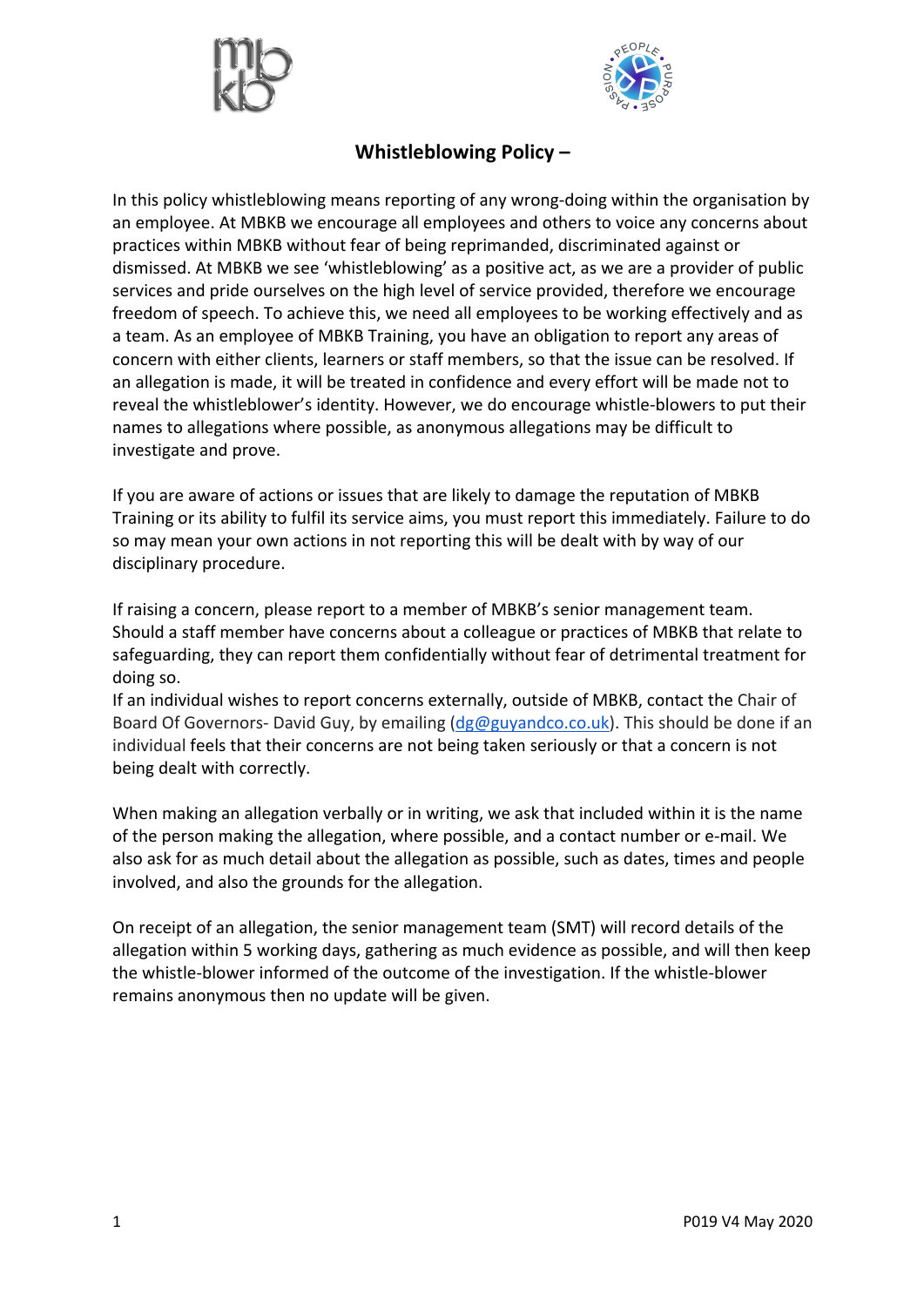# Whistleblowing Policy –

In this policy whistleblowing means reporting of any wrong-doing within the organisation by an employee. At MBKB we encourage all employees and others to voice any concerns about practices within MBKB without fear of being reprimanded, discriminated against or dismissed. At MBKB we see 'whistleblowing' as a positive act, as we are a provider of public services and pride ourselves on the high level of service provided, therefore we encourage freedom of speech. To achieve this, we need all employees to be working effectively and as a team. As an employee of MBKB Training, you have an obligation to report any areas of concern with either clients, learners or staff members, so that the issue can be resolved. If an allegation is made, it will be treated in confidence and every effort will be made not to reveal the whistleblower's identity. However, we do encourage whistle-blowers to put their names to allegations where possible, as anonymous allegations may be difficult to investigate and prove.

If you are aware of actions or issues that are likely to damage the reputation of MBKB Training or its ability to fulfil its service aims, you must report this immediately. Failure to do so may mean your own actions in not reporting this will be dealt with by way of our disciplinary procedure.

If raising a concern, please report to a member of MBKB's senior management team. Should a staff member have concerns about a colleague or practices of MBKB that relate to safeguarding, they can report them confidentially without fear of detrimental treatment for doing so.
If an individual wishes to report concerns externally, outside of MBKB, contact the Chair of Board Of Governors- David Guy, by emailing (dg@guyandco.co.uk). This should be done if an individual feels that their concerns are not being taken seriously or that a concern is not being dealt with correctly.

When making an allegation verbally or in writing, we ask that included within it is the name of the person making the allegation, where possible, and a contact number or e-mail. We also ask for as much detail about the allegation as possible, such as dates, times and people involved, and also the grounds for the allegation.

On receipt of an allegation, the senior management team (SMT) will record details of the allegation within 5 working days, gathering as much evidence as possible, and will then keep the whistle-blower informed of the outcome of the investigation. If the whistle-blower remains anonymous then no update will be given.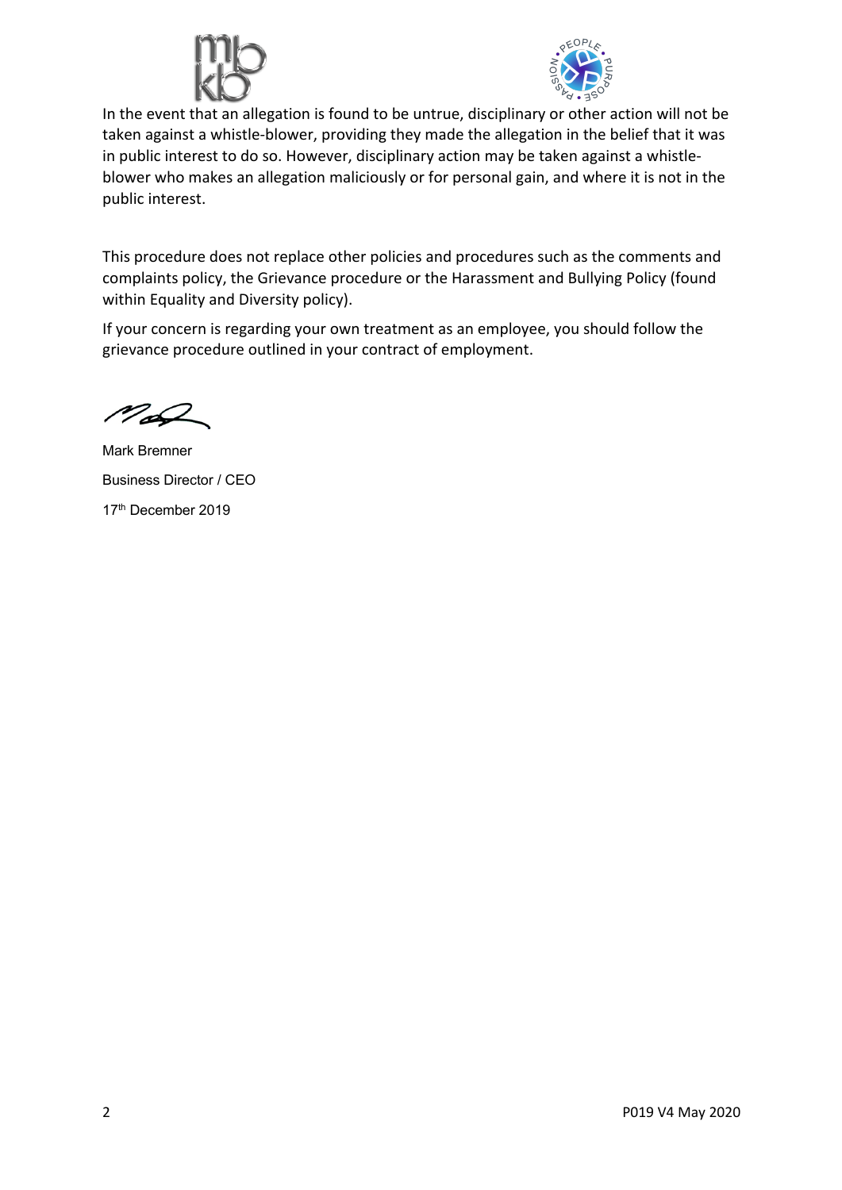In the event that an allegation is found to be untrue, disciplinary or other action will not be taken against a whistle-blower, providing they made the allegation in the belief that it was in public interest to do so. However, disciplinary action may be taken against a whistle-blower who makes an allegation maliciously or for personal gain, and where it is not in the public interest.

This procedure does not replace other policies and procedures such as the comments and complaints policy, the Grievance procedure or the Harassment and Bullying Policy (found within Equality and Diversity policy).

If your concern is regarding your own treatment as an employee, you should follow the grievance procedure outlined in your contract of employment.

Mark Bremner

Business Director / CEO

17th December 2019